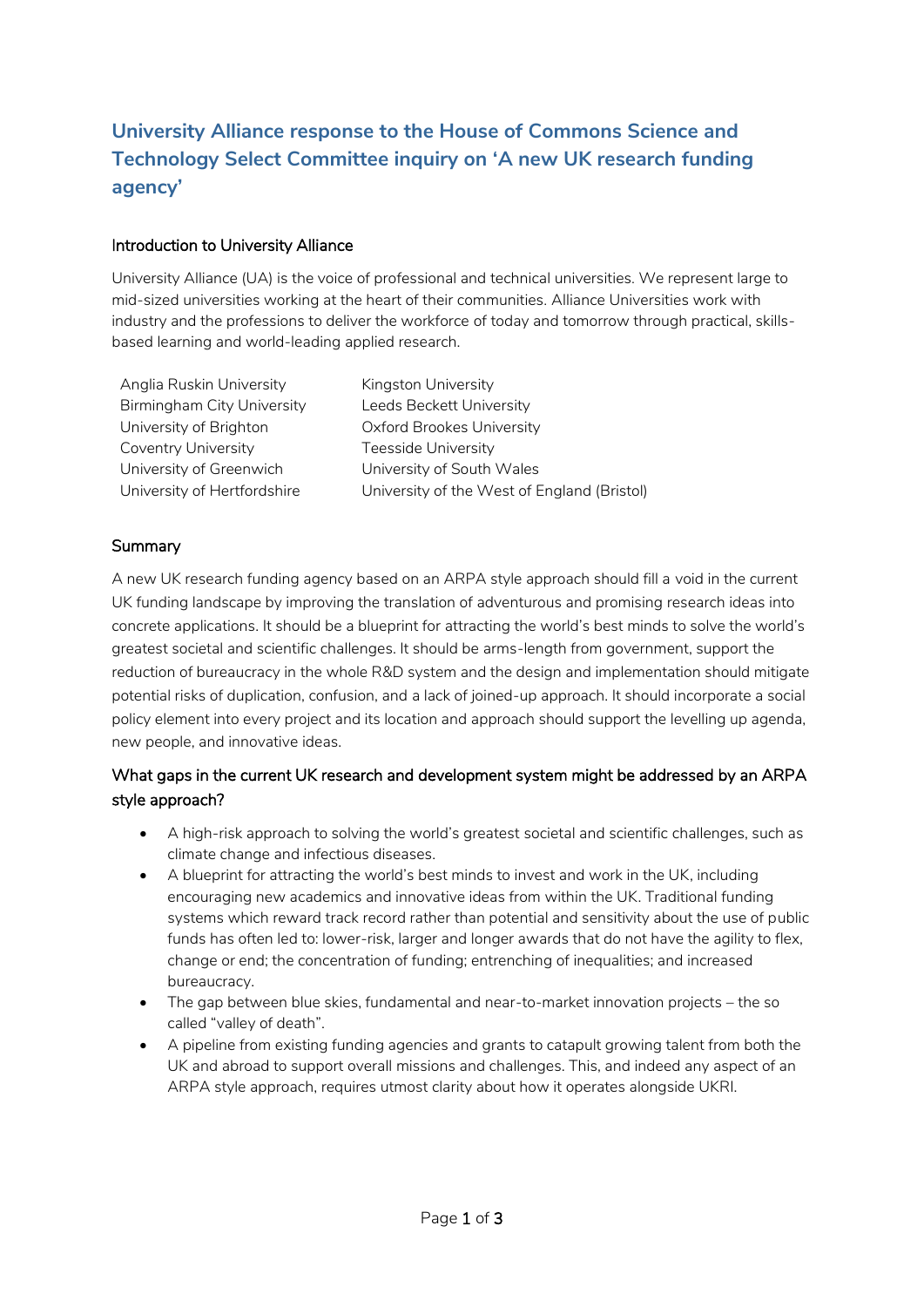# University Alliance response to the House of Commons Science and Technology Select Committee inquiry on 'A new UK research funding agency'

## Introduction to University Alliance

University Alliance (UA) is the voice of professional and technical universities. We represent large to mid-sized universities working at the heart of their communities. Alliance Universities work with industry and the professions to deliver the workforce of today and tomorrow through practical, skills-based learning and world-leading applied research.

- Anglia Ruskin University
- Birmingham City University
- University of Brighton
- Coventry University
- University of Greenwich
- University of Hertfordshire
- Kingston University
- Leeds Beckett University
- Oxford Brookes University
- Teesside University
- University of South Wales
- University of the West of England (Bristol)

## Summary

A new UK research funding agency based on an ARPA style approach should fill a void in the current UK funding landscape by improving the translation of adventurous and promising research ideas into concrete applications. It should be a blueprint for attracting the world's best minds to solve the world's greatest societal and scientific challenges. It should be arms-length from government, support the reduction of bureaucracy in the whole R&D system and the design and implementation should mitigate potential risks of duplication, confusion, and a lack of joined-up approach. It should incorporate a social policy element into every project and its location and approach should support the levelling up agenda, new people, and innovative ideas.

## What gaps in the current UK research and development system might be addressed by an ARPA style approach?

- A high-risk approach to solving the world's greatest societal and scientific challenges, such as climate change and infectious diseases.
- A blueprint for attracting the world's best minds to invest and work in the UK, including encouraging new academics and innovative ideas from within the UK. Traditional funding systems which reward track record rather than potential and sensitivity about the use of public funds has often led to: lower-risk, larger and longer awards that do not have the agility to flex, change or end; the concentration of funding; entrenching of inequalities; and increased bureaucracy.
- The gap between blue skies, fundamental and near-to-market innovation projects – the so called "valley of death".
- A pipeline from existing funding agencies and grants to catapult growing talent from both the UK and abroad to support overall missions and challenges. This, and indeed any aspect of an ARPA style approach, requires utmost clarity about how it operates alongside UKRI.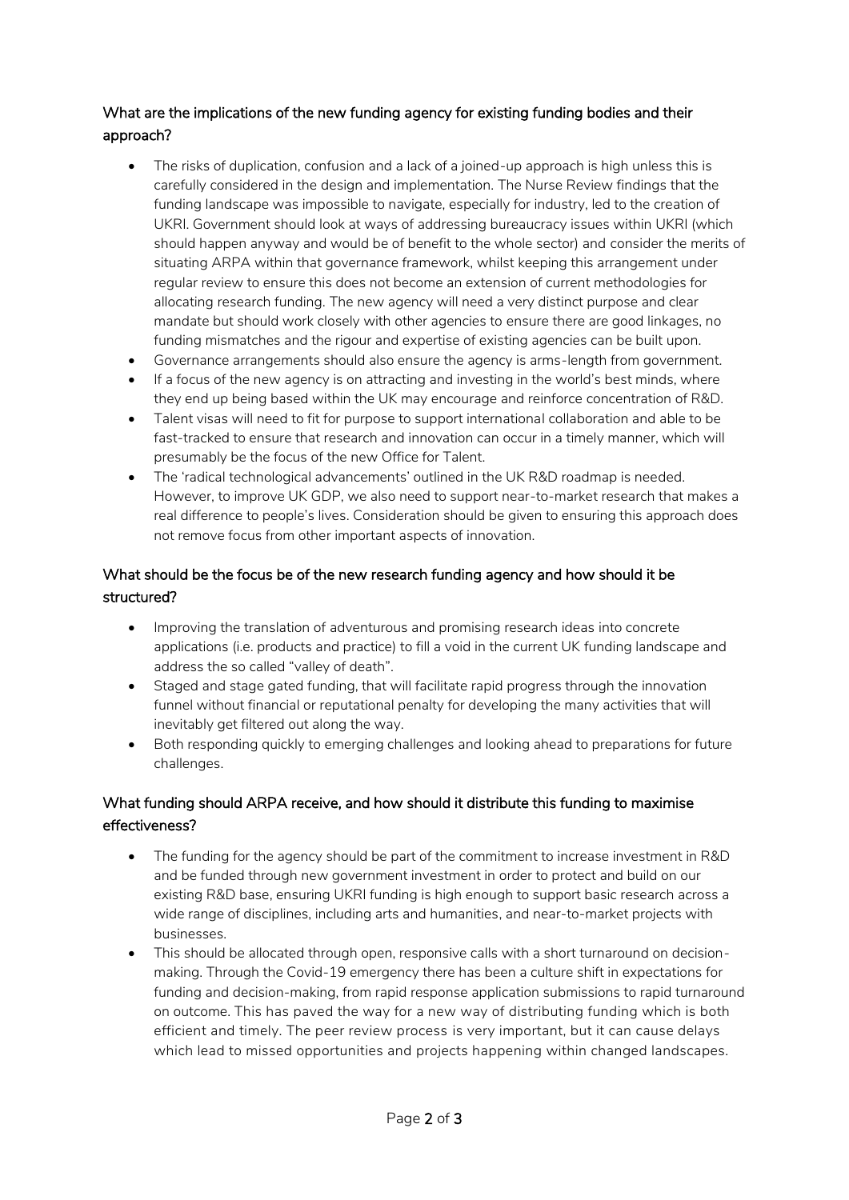### What are the implications of the new funding agency for existing funding bodies and their approach?

- The risks of duplication, confusion and a lack of a joined-up approach is high unless this is carefully considered in the design and implementation. The Nurse Review findings that the funding landscape was impossible to navigate, especially for industry, led to the creation of UKRI. Government should look at ways of addressing bureaucracy issues within UKRI (which should happen anyway and would be of benefit to the whole sector) and consider the merits of situating ARPA within that governance framework, whilst keeping this arrangement under regular review to ensure this does not become an extension of current methodologies for allocating research funding. The new agency will need a very distinct purpose and clear mandate but should work closely with other agencies to ensure there are good linkages, no funding mismatches and the rigour and expertise of existing agencies can be built upon.
- Governance arrangements should also ensure the agency is arms-length from government.
- If a focus of the new agency is on attracting and investing in the world's best minds, where they end up being based within the UK may encourage and reinforce concentration of R&D.
- Talent visas will need to fit for purpose to support international collaboration and able to be fast-tracked to ensure that research and innovation can occur in a timely manner, which will presumably be the focus of the new Office for Talent.
- The 'radical technological advancements' outlined in the UK R&D roadmap is needed. However, to improve UK GDP, we also need to support near-to-market research that makes a real difference to people's lives. Consideration should be given to ensuring this approach does not remove focus from other important aspects of innovation.

### What should be the focus be of the new research funding agency and how should it be structured?

- Improving the translation of adventurous and promising research ideas into concrete applications (i.e. products and practice) to fill a void in the current UK funding landscape and address the so called "valley of death".
- Staged and stage gated funding, that will facilitate rapid progress through the innovation funnel without financial or reputational penalty for developing the many activities that will inevitably get filtered out along the way.
- Both responding quickly to emerging challenges and looking ahead to preparations for future challenges.

### What funding should ARPA receive, and how should it distribute this funding to maximise effectiveness?

- The funding for the agency should be part of the commitment to increase investment in R&D and be funded through new government investment in order to protect and build on our existing R&D base, ensuring UKRI funding is high enough to support basic research across a wide range of disciplines, including arts and humanities, and near-to-market projects with businesses.
- This should be allocated through open, responsive calls with a short turnaround on decision-making. Through the Covid-19 emergency there has been a culture shift in expectations for funding and decision-making, from rapid response application submissions to rapid turnaround on outcome. This has paved the way for a new way of distributing funding which is both efficient and timely. The peer review process is very important, but it can cause delays which lead to missed opportunities and projects happening within changed landscapes.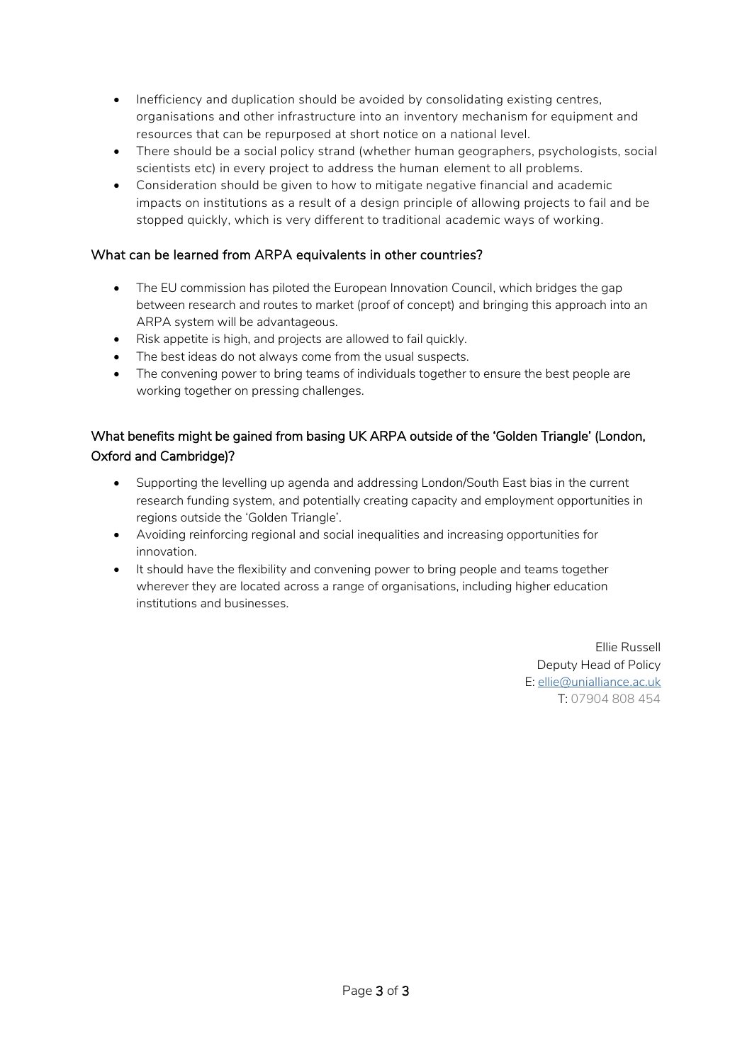- Inefficiency and duplication should be avoided by consolidating existing centres, organisations and other infrastructure into an inventory mechanism for equipment and resources that can be repurposed at short notice on a national level.
- There should be a social policy strand (whether human geographers, psychologists, social scientists etc) in every project to address the human element to all problems.
- Consideration should be given to how to mitigate negative financial and academic impacts on institutions as a result of a design principle of allowing projects to fail and be stopped quickly, which is very different to traditional academic ways of working.

## What can be learned from ARPA equivalents in other countries?

- The EU commission has piloted the European Innovation Council, which bridges the gap between research and routes to market (proof of concept) and bringing this approach into an ARPA system will be advantageous.
- Risk appetite is high, and projects are allowed to fail quickly.
- The best ideas do not always come from the usual suspects.
- The convening power to bring teams of individuals together to ensure the best people are working together on pressing challenges.

## What benefits might be gained from basing UK ARPA outside of the 'Golden Triangle' (London, Oxford and Cambridge)?

- Supporting the levelling up agenda and addressing London/South East bias in the current research funding system, and potentially creating capacity and employment opportunities in regions outside the 'Golden Triangle'.
- Avoiding reinforcing regional and social inequalities and increasing opportunities for innovation.
- It should have the flexibility and convening power to bring people and teams together wherever they are located across a range of organisations, including higher education institutions and businesses.

Ellie Russell
Deputy Head of Policy
E: ellie@unialliance.ac.uk
T: 07904 808 454